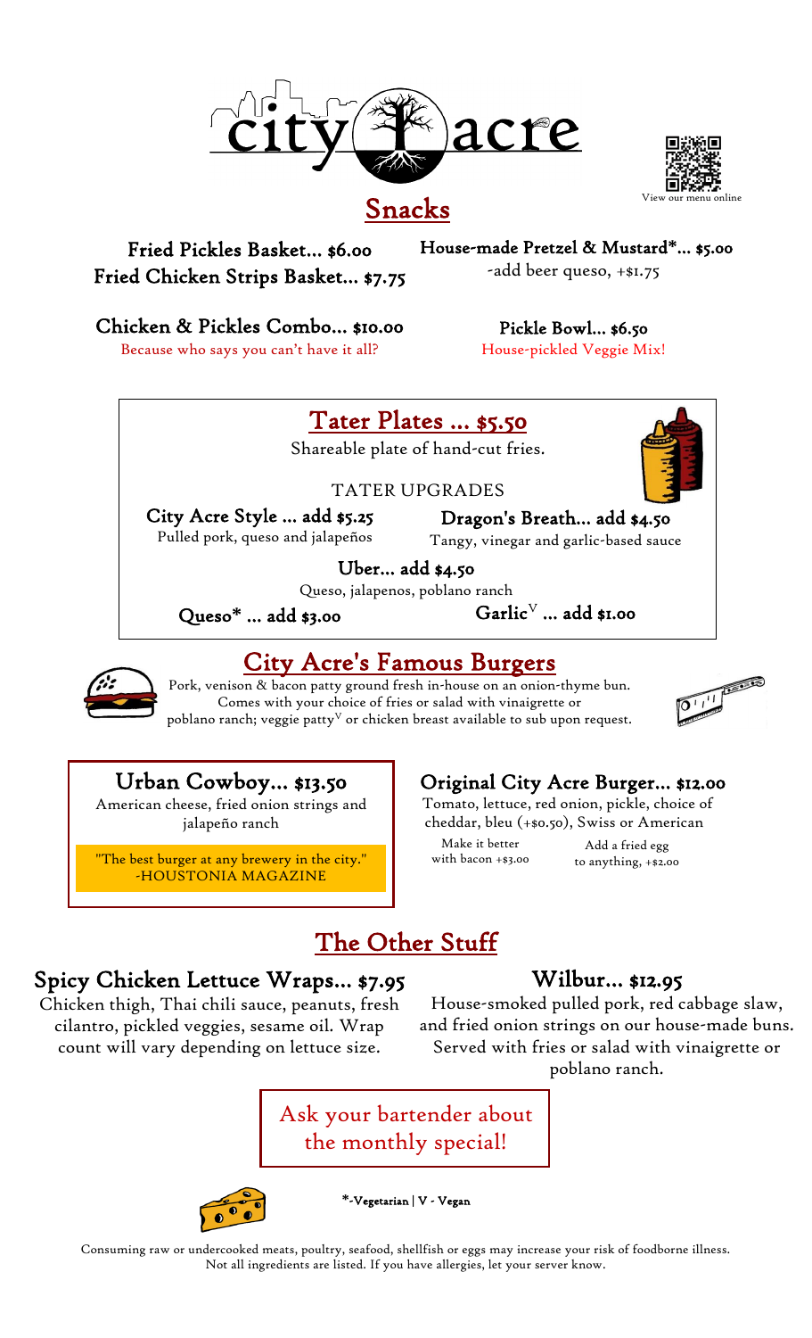# city acre

View our menu online

## Snacks

**Fried Pickles Basket... $6.00**

**Fried Chicken Strips Basket... $7.75**

**House-made Pretzel & Mustard*... $5.00**
-add beer queso, +$1.75

**Chicken & Pickles Combo... $10.00**
Because who says you can't have it all?

**Pickle Bowl... $6.50**
House-pickled Veggie Mix!

## Tater Plates ... $5.50

Shareable plate of hand-cut fries.

TATER UPGRADES

**City Acre Style ... add $5.25**
Pulled pork, queso and jalapeños

**Dragon's Breath... add $4.50**
Tangy, vinegar and garlic-based sauce

**Uber... add $4.50**
Queso, jalapenos, poblano ranch

**Queso* ... add $3.00**

**Garlic^V ... add $1.00**

## City Acre's Famous Burgers

Pork, venison & bacon patty ground fresh in-house on an onion-thyme bun. Comes with your choice of fries or salad with vinaigrette or poblano ranch; veggie patty^V or chicken breast available to sub upon request.

### Urban Cowboy... $13.50

American cheese, fried onion strings and jalapeño ranch

"The best burger at any brewery in the city." -HOUSTONIA MAGAZINE

### Original City Acre Burger... $12.00

Tomato, lettuce, red onion, pickle, choice of cheddar, bleu (+$0.50), Swiss or American

Make it better with bacon +$3.00

Add a fried egg to anything, +$2.00

## The Other Stuff

### Spicy Chicken Lettuce Wraps... $7.95

Chicken thigh, Thai chili sauce, peanuts, fresh cilantro, pickled veggies, sesame oil. Wrap count will vary depending on lettuce size.

### Wilbur... $12.95

House-smoked pulled pork, red cabbage slaw, and fried onion strings on our house-made buns. Served with fries or salad with vinaigrette or poblano ranch.

Ask your bartender about the monthly special!

*-Vegetarian | V - Vegan

Consuming raw or undercooked meats, poultry, seafood, shellfish or eggs may increase your risk of foodborne illness. Not all ingredients are listed. If you have allergies, let your server know.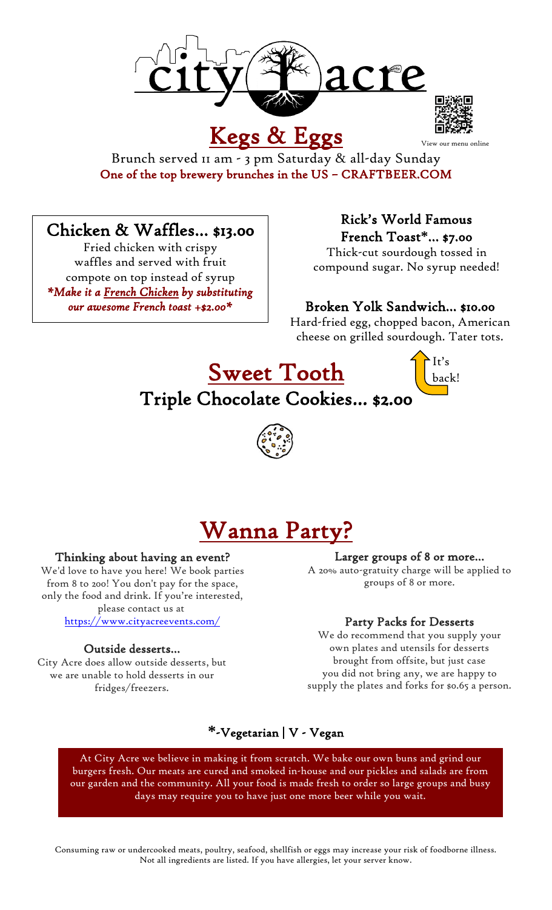# Kegs & Eggs

View our menu online

Brunch served 11 am - 3 pm Saturday & all-day Sunday

**One of the top brewery brunches in the US – CRAFTBEER.COM**

### Chicken & Waffles... $13.00

Fried chicken with crispy waffles and served with fruit compote on top instead of syrup

***Make it a French Chicken by substituting our awesome French toast +$2.00***

### Rick's World Famous French Toast*... $7.00

Thick-cut sourdough tossed in compound sugar. No syrup needed!

### Broken Yolk Sandwich... $10.00

Hard-fried egg, chopped bacon, American cheese on grilled sourdough. Tater tots.

It's back!

## Sweet Tooth

### Triple Chocolate Cookies... $2.00

## Wanna Party?

### Thinking about having an event?

We'd love to have you here! We book parties from 8 to 200! You don't pay for the space, only the food and drink. If you're interested, please contact us at https://www.cityacreevents.com/

### Outside desserts...

City Acre does allow outside desserts, but we are unable to hold desserts in our fridges/freezers.

### Larger groups of 8 or more...

A 20% auto-gratuity charge will be applied to groups of 8 or more.

### Party Packs for Desserts

We do recommend that you supply your own plates and utensils for desserts brought from offsite, but just case you did not bring any, we are happy to supply the plates and forks for $0.65 a person.

**\*-Vegetarian | V - Vegan**

At City Acre we believe in making it from scratch. We bake our own buns and grind our burgers fresh. Our meats are cured and smoked in-house and our pickles and salads are from our garden and the community. All your food is made fresh to order so large groups and busy days may require you to have just one more beer while you wait.

Consuming raw or undercooked meats, poultry, seafood, shellfish or eggs may increase your risk of foodborne illness. Not all ingredients are listed. If you have allergies, let your server know.